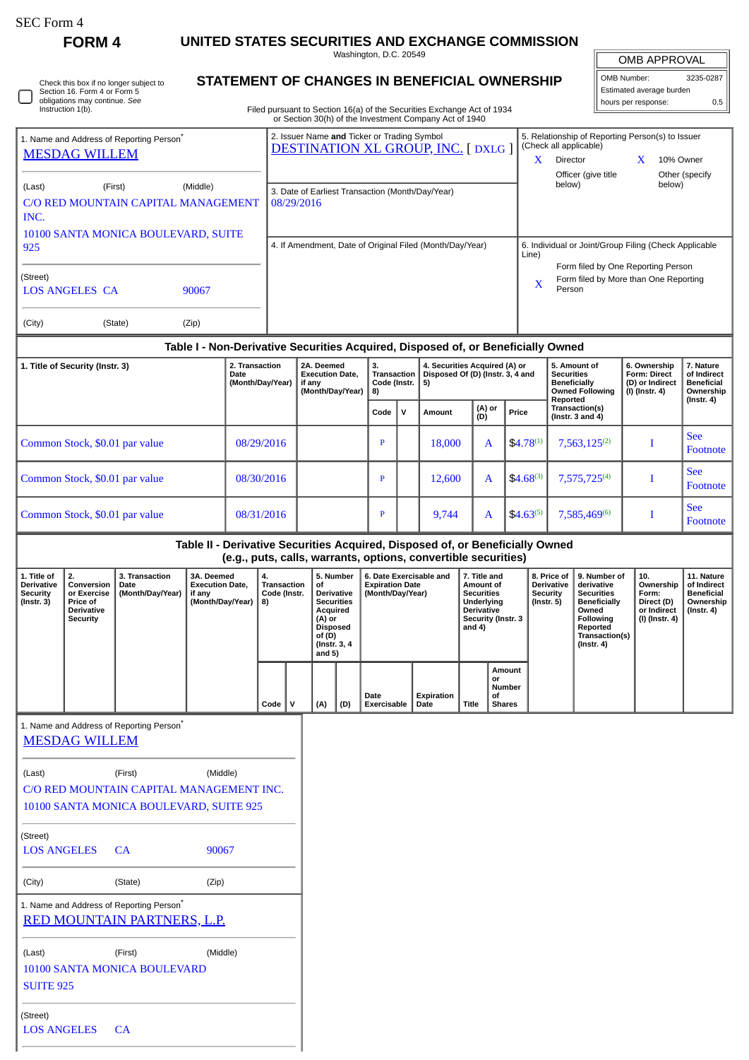SEC Form 4

# FORM 4

## UNITED STATES SECURITIES AND EXCHANGE COMMISSION

Washington, D.C. 20549

| OMB APPROVAL | |
|---|---|
| OMB Number: | 3235-0287 |
| Estimated average burden | |
| hours per response: | 0.5 |

☐ Check this box if no longer subject to Section 16. Form 4 or Form 5 obligations may continue. *See* Instruction 1(b).

## STATEMENT OF CHANGES IN BENEFICIAL OWNERSHIP

Filed pursuant to Section 16(a) of the Securities Exchange Act of 1934 or Section 30(h) of the Investment Company Act of 1940

1. Name and Address of Reporting Person*
MESDAG WILLEM

(Last) (First) (Middle)
C/O RED MOUNTAIN CAPITAL MANAGEMENT INC.
10100 SANTA MONICA BOULEVARD, SUITE 925

(Street)
LOS ANGELES CA 90067

(City) (State) (Zip)

2. Issuer Name and Ticker or Trading Symbol
DESTINATION XL GROUP, INC. [ DXLG ]

3. Date of Earliest Transaction (Month/Day/Year)
08/29/2016

4. If Amendment, Date of Original Filed (Month/Day/Year)

5. Relationship of Reporting Person(s) to Issuer (Check all applicable)
X Director
X 10% Owner
Officer (give title below)
Other (specify below)

6. Individual or Joint/Group Filing (Check Applicable Line)
Form filed by One Reporting Person
X Form filed by More than One Reporting Person

## Table I - Non-Derivative Securities Acquired, Disposed of, or Beneficially Owned

| 1. Title of Security (Instr. 3) | 2. Transaction Date (Month/Day/Year) | 2A. Deemed Execution Date, if any (Month/Day/Year) | 3. Transaction Code (Instr. 8) | | 4. Securities Acquired (A) or Disposed Of (D) (Instr. 3, 4 and 5) | | | 5. Amount of Securities Beneficially Owned Following Reported Transaction(s) (Instr. 3 and 4) | 6. Ownership Form: Direct (D) or Indirect (I) (Instr. 4) | 7. Nature of Indirect Beneficial Ownership (Instr. 4) |
|---|---|---|---|---|---|---|---|---|---|---|
| | | | Code | V | Amount | (A) or (D) | Price | | | |
| Common Stock, $0.01 par value | 08/29/2016 | | P | | 18,000 | A | $4.78[1] | 7,563,125[2] | I | See Footnote |
| Common Stock, $0.01 par value | 08/30/2016 | | P | | 12,600 | A | $4.68[3] | 7,575,725[4] | I | See Footnote |
| Common Stock, $0.01 par value | 08/31/2016 | | P | | 9,744 | A | $4.63[5] | 7,585,469[6] | I | See Footnote |

## Table II - Derivative Securities Acquired, Disposed of, or Beneficially Owned (e.g., puts, calls, warrants, options, convertible securities)

| 1. Title of Derivative Security (Instr. 3) | 2. Conversion or Exercise Price of Derivative Security | 3. Transaction Date (Month/Day/Year) | 3A. Deemed Execution Date, if any (Month/Day/Year) | 4. Transaction Code (Instr. 8) | | 5. Number of Derivative Securities Acquired (A) or Disposed of (D) (Instr. 3, 4 and 5) | | 6. Date Exercisable and Expiration Date (Month/Day/Year) | | 7. Title and Amount of Securities Underlying Derivative Security (Instr. 3 and 4) | | 8. Price of Derivative Security (Instr. 5) | 9. Number of derivative Securities Beneficially Owned Following Reported Transaction(s) (Instr. 4) | 10. Ownership Form: Direct (D) or Indirect (I) (Instr. 4) | 11. Nature of Indirect Beneficial Ownership (Instr. 4) |
|---|---|---|---|---|---|---|---|---|---|---|---|---|---|---|---|
| | | | | Code | V | (A) | (D) | Date Exercisable | Expiration Date | Title | Amount or Number of Shares | | | | |

1. Name and Address of Reporting Person*
MESDAG WILLEM

(Last) (First) (Middle)
C/O RED MOUNTAIN CAPITAL MANAGEMENT INC.
10100 SANTA MONICA BOULEVARD, SUITE 925

(Street)
LOS ANGELES CA 90067

(City) (State) (Zip)

1. Name and Address of Reporting Person*
RED MOUNTAIN PARTNERS, L.P.

(Last) (First) (Middle)
10100 SANTA MONICA BOULEVARD
SUITE 925

(Street)
LOS ANGELES CA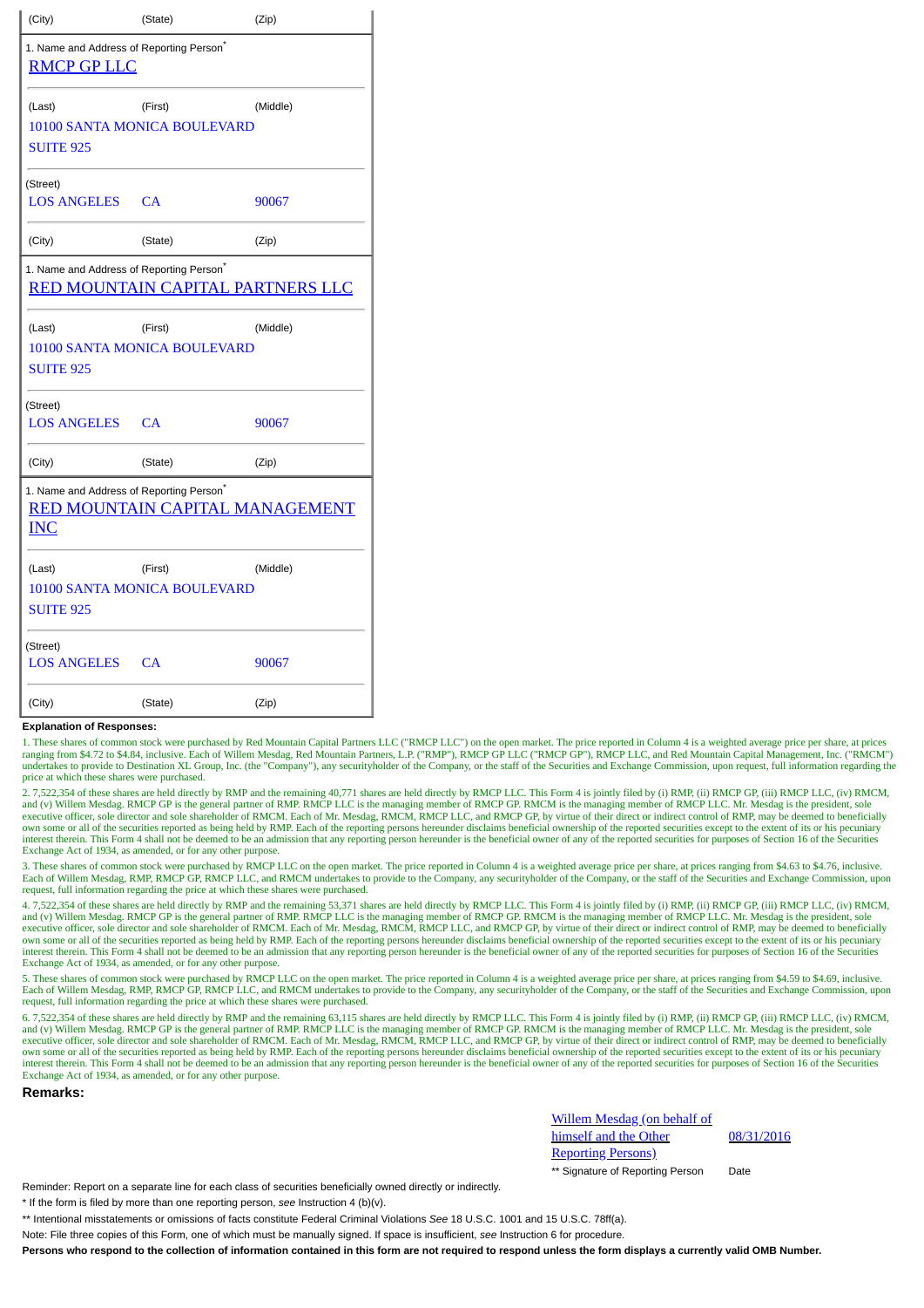| (City) | (State) | (Zip) |
|---|---|---|

1. Name and Address of Reporting Person*

RMCP GP LLC

| (Last) | (First) | (Middle) |
|---|---|---|

10100 SANTA MONICA BOULEVARD
SUITE 925

(Street)

| LOS ANGELES | CA | 90067 |
|---|---|---|
| (City) | (State) | (Zip) |

1. Name and Address of Reporting Person*

RED MOUNTAIN CAPITAL PARTNERS LLC

| (Last) | (First) | (Middle) |
|---|---|---|

10100 SANTA MONICA BOULEVARD
SUITE 925

(Street)

| LOS ANGELES | CA | 90067 |
|---|---|---|
| (City) | (State) | (Zip) |

1. Name and Address of Reporting Person*

RED MOUNTAIN CAPITAL MANAGEMENT INC

| (Last) | (First) | (Middle) |
|---|---|---|

10100 SANTA MONICA BOULEVARD
SUITE 925

(Street)

| LOS ANGELES | CA | 90067 |
|---|---|---|
| (City) | (State) | (Zip) |

**Explanation of Responses:**

1. These shares of common stock were purchased by Red Mountain Capital Partners LLC ("RMCP LLC") on the open market. The price reported in Column 4 is a weighted average price per share, at prices ranging from $4.72 to $4.84, inclusive. Each of Willem Mesdag, Red Mountain Partners, L.P. ("RMP"), RMCP GP LLC ("RMCP GP"), RMCP LLC, and Red Mountain Capital Management, Inc. ("RMCM") undertakes to provide to Destination XL Group, Inc. (the "Company"), any securityholder of the Company, or the staff of the Securities and Exchange Commission, upon request, full information regarding the price at which these shares were purchased.

2. 7,522,354 of these shares are held directly by RMP and the remaining 40,771 shares are held directly by RMCP LLC. This Form 4 is jointly filed by (i) RMP, (ii) RMCP GP, (iii) RMCP LLC, (iv) RMCM, and (v) Willem Mesdag. RMCP GP is the general partner of RMP. RMCP LLC is the managing member of RMCP GP. RMCM is the managing member of RMCP LLC. Mr. Mesdag is the president, sole executive officer, sole director and sole shareholder of RMCM. Each of Mr. Mesdag, RMCM, RMCP LLC, and RMCP GP, by virtue of their direct or indirect control of RMP, may be deemed to beneficially own some or all of the securities reported as being held by RMP. Each of the reporting persons hereunder disclaims beneficial ownership of the reported securities except to the extent of its or his pecuniary interest therein. This Form 4 shall not be deemed to be an admission that any reporting person hereunder is the beneficial owner of any of the reported securities for purposes of Section 16 of the Securities Exchange Act of 1934, as amended, or for any other purpose.

3. These shares of common stock were purchased by RMCP LLC on the open market. The price reported in Column 4 is a weighted average price per share, at prices ranging from $4.63 to $4.76, inclusive. Each of Willem Mesdag, RMP, RMCP GP, RMCP LLC, and RMCM undertakes to provide to the Company, any securityholder of the Company, or the staff of the Securities and Exchange Commission, upon request, full information regarding the price at which these shares were purchased.

4. 7,522,354 of these shares are held directly by RMP and the remaining 53,371 shares are held directly by RMCP LLC. This Form 4 is jointly filed by (i) RMP, (ii) RMCP GP, (iii) RMCP LLC, (iv) RMCM, and (v) Willem Mesdag. RMCP GP is the general partner of RMP. RMCP LLC is the managing member of RMCP GP. RMCM is the managing member of RMCP LLC. Mr. Mesdag is the president, sole executive officer, sole director and sole shareholder of RMCM. Each of Mr. Mesdag, RMCM, RMCP LLC, and RMCP GP, by virtue of their direct or indirect control of RMP, may be deemed to beneficially own some or all of the securities reported as being held by RMP. Each of the reporting persons hereunder disclaims beneficial ownership of the reported securities except to the extent of its or his pecuniary interest therein. This Form 4 shall not be deemed to be an admission that any reporting person hereunder is the beneficial owner of any of the reported securities for purposes of Section 16 of the Securities Exchange Act of 1934, as amended, or for any other purpose.

5. These shares of common stock were purchased by RMCP LLC on the open market. The price reported in Column 4 is a weighted average price per share, at prices ranging from $4.59 to $4.69, inclusive. Each of Willem Mesdag, RMP, RMCP GP, RMCP LLC, and RMCM undertakes to provide to the Company, any securityholder of the Company, or the staff of the Securities and Exchange Commission, upon request, full information regarding the price at which these shares were purchased.

6. 7,522,354 of these shares are held directly by RMP and the remaining 63,115 shares are held directly by RMCP LLC. This Form 4 is jointly filed by (i) RMP, (ii) RMCP GP, (iii) RMCP LLC, (iv) RMCM, and (v) Willem Mesdag. RMCP GP is the general partner of RMP. RMCP LLC is the managing member of RMCP GP. RMCM is the managing member of RMCP LLC. Mr. Mesdag is the president, sole executive officer, sole director and sole shareholder of RMCM. Each of Mr. Mesdag, RMCM, RMCP LLC, and RMCP GP, by virtue of their direct or indirect control of RMP, may be deemed to beneficially own some or all of the securities reported as being held by RMP. Each of the reporting persons hereunder disclaims beneficial ownership of the reported securities except to the extent of its or his pecuniary interest therein. This Form 4 shall not be deemed to be an admission that any reporting person hereunder is the beneficial owner of any of the reported securities for purposes of Section 16 of the Securities Exchange Act of 1934, as amended, or for any other purpose.

**Remarks:**

| Willem Mesdag (on behalf of himself and the Other Reporting Persons) | 08/31/2016 |
|---|---|
| ** Signature of Reporting Person | Date |

Reminder: Report on a separate line for each class of securities beneficially owned directly or indirectly.

\* If the form is filed by more than one reporting person, *see* Instruction 4 (b)(v).

** Intentional misstatements or omissions of facts constitute Federal Criminal Violations *See* 18 U.S.C. 1001 and 15 U.S.C. 78ff(a).

Note: File three copies of this Form, one of which must be manually signed. If space is insufficient, *see* Instruction 6 for procedure.

**Persons who respond to the collection of information contained in this form are not required to respond unless the form displays a currently valid OMB Number.**